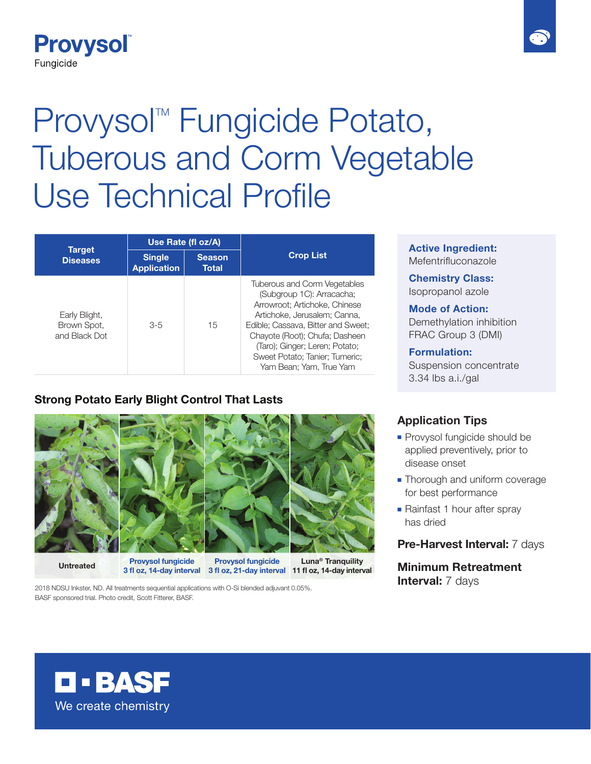Provysol™
Fungicide

# Provysol™ Fungicide Potato, Tuberous and Corm Vegetable Use Technical Profile

| Target Diseases | Use Rate (fl oz/A) | | Crop List |
|---|---|---|---|
| | Single Application | Season Total | |
| Early Blight, Brown Spot, and Black Dot | 3-5 | 15 | Tuberous and Corm Vegetables (Subgroup 1C): Arracacha; Arrowroot; Artichoke, Chinese Artichoke, Jerusalem; Canna, Edible; Cassava, Bitter and Sweet; Chayote (Root); Chufa; Dasheen (Taro); Ginger; Leren; Potato; Sweet Potato; Tanier; Tumeric; Yam Bean; Yam, True Yam |

**Active Ingredient:**
Mefentrifluconazole

**Chemistry Class:**
Isopropanol azole

**Mode of Action:**
Demethylation inhibition
FRAC Group 3 (DMI)

**Formulation:**
Suspension concentrate
3.34 lbs a.i./gal

## Strong Potato Early Blight Control That Lasts

| Untreated | Provysol fungicide 3 fl oz, 14-day interval | Provysol fungicide 3 fl oz, 21-day interval | Luna® Tranquility 11 fl oz, 14-day interval |
|---|---|---|---|

2018 NDSU Inkster, ND. All treatments sequential applications with O-Si blended adjuvant 0.05%.
BASF sponsored trial. Photo credit, Scott Fitterer, BASF.

## Application Tips

- Provysol fungicide should be applied preventively, prior to disease onset
- Thorough and uniform coverage for best performance
- Rainfast 1 hour after spray has dried

**Pre-Harvest Interval:** 7 days

**Minimum Retreatment Interval:** 7 days

BASF
We create chemistry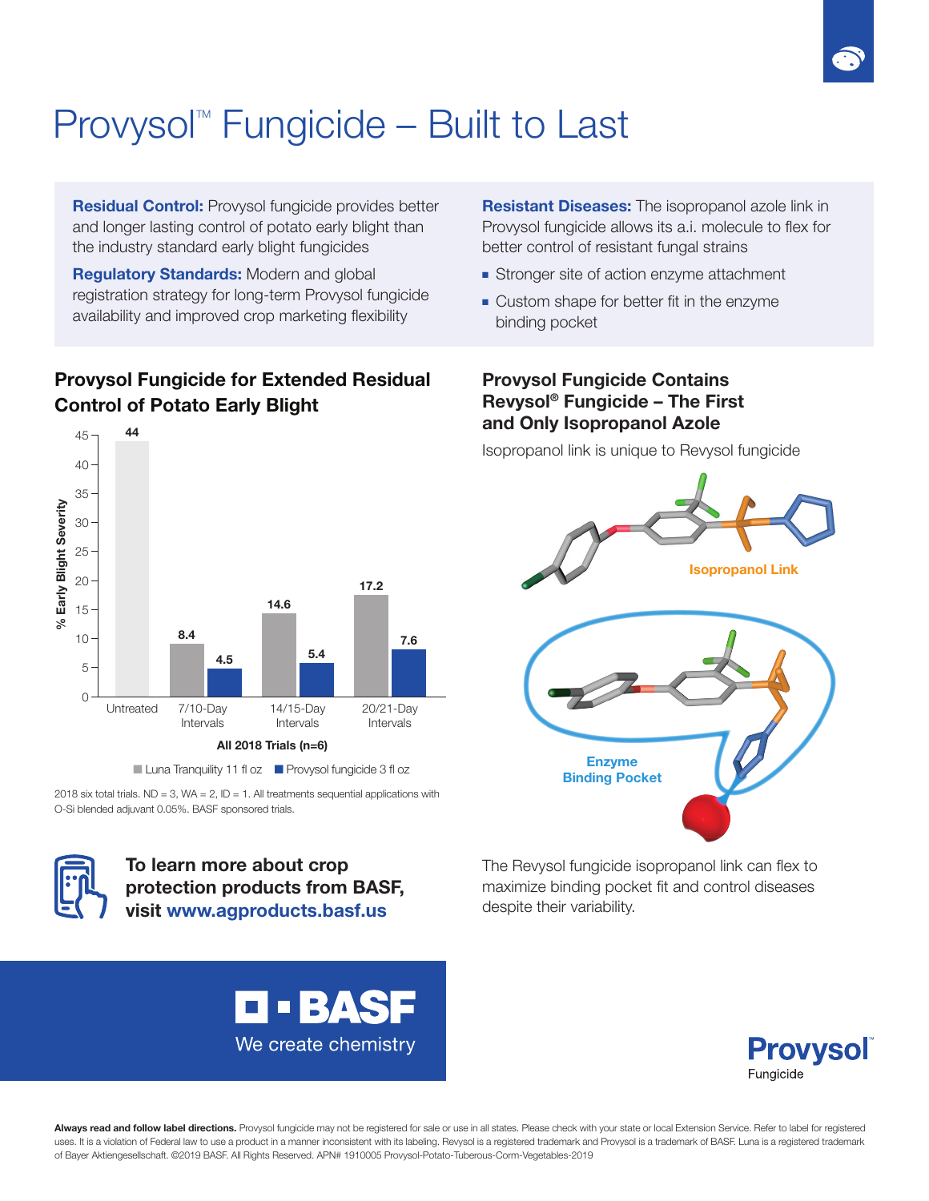# Provysol™ Fungicide – Built to Last

**Residual Control:** Provysol fungicide provides better and longer lasting control of potato early blight than the industry standard early blight fungicides

**Regulatory Standards:** Modern and global registration strategy for long-term Provysol fungicide availability and improved crop marketing flexibility

**Resistant Diseases:** The isopropanol azole link in Provysol fungicide allows its a.i. molecule to flex for better control of resistant fungal strains

- Stronger site of action enzyme attachment
- Custom shape for better fit in the enzyme binding pocket

## Provysol Fungicide for Extended Residual Control of Potato Early Blight

% Early Blight Severity

45
40
35
30
25
20
15
10
5
0

44
8.4
4.5
14.6
5.4
17.2
7.6

Untreated
7/10-Day Intervals
14/15-Day Intervals
20/21-Day Intervals

All 2018 Trials (n=6)

Luna Tranquility 11 fl oz
Provysol fungicide 3 fl oz

2018 six total trials. ND = 3, WA = 2, ID = 1. All treatments sequential applications with O-Si blended adjuvant 0.05%. BASF sponsored trials.

## Provysol Fungicide Contains Revysol® Fungicide – The First and Only Isopropanol Azole

Isopropanol link is unique to Revysol fungicide

Isopropanol Link

Enzyme Binding Pocket

The Revysol fungicide isopropanol link can flex to maximize binding pocket fit and control diseases despite their variability.

**To learn more about crop protection products from BASF, visit www.agproducts.basf.us**

BASF
We create chemistry

Provysol™ Fungicide

**Always read and follow label directions.** Provysol fungicide may not be registered for sale or use in all states. Please check with your state or local Extension Service. Refer to label for registered uses. It is a violation of Federal law to use a product in a manner inconsistent with its labeling. Revysol is a registered trademark and Provysol is a trademark of BASF. Luna is a registered trademark of Bayer Aktiengesellschaft. ©2019 BASF. All Rights Reserved. APN# 1910005 Provysol-Potato-Tuberous-Corm-Vegetables-2019